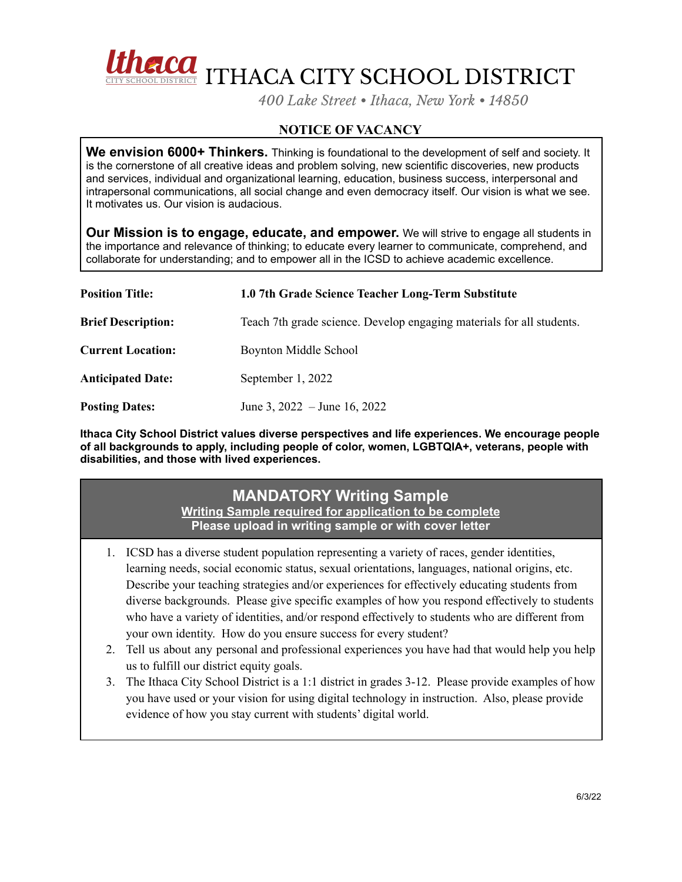# ITHACA CITY SCHOOL DISTRICT

*400 Lake Street • Ithaca, New York • 14850*

## NOTICE OF VACANCY

**We envision 6000+ Thinkers.** Thinking is foundational to the development of self and society. It is the cornerstone of all creative ideas and problem solving, new scientific discoveries, new products and services, individual and organizational learning, education, business success, interpersonal and intrapersonal communications, all social change and even democracy itself. Our vision is what we see. It motivates us. Our vision is audacious.

**Our Mission is to engage, educate, and empower.** We will strive to engage all students in the importance and relevance of thinking; to educate every learner to communicate, comprehend, and collaborate for understanding; and to empower all in the ICSD to achieve academic excellence.

| | |
|---|---|
| **Position Title:** | **1.0 7th Grade Science Teacher Long-Term Substitute** |
| **Brief Description:** | Teach 7th grade science. Develop engaging materials for all students. |
| **Current Location:** | Boynton Middle School |
| **Anticipated Date:** | September 1, 2022 |
| **Posting Dates:** | June 3, 2022 – June 16, 2022 |

**Ithaca City School District values diverse perspectives and life experiences. We encourage people of all backgrounds to apply, including people of color, women, LGBTQIA+, veterans, people with disabilities, and those with lived experiences.**

### MANDATORY Writing Sample

**Writing Sample required for application to be complete**

**Please upload in writing sample or with cover letter**

1. ICSD has a diverse student population representing a variety of races, gender identities, learning needs, social economic status, sexual orientations, languages, national origins, etc. Describe your teaching strategies and/or experiences for effectively educating students from diverse backgrounds. Please give specific examples of how you respond effectively to students who have a variety of identities, and/or respond effectively to students who are different from your own identity. How do you ensure success for every student?
2. Tell us about any personal and professional experiences you have had that would help you help us to fulfill our district equity goals.
3. The Ithaca City School District is a 1:1 district in grades 3-12. Please provide examples of how you have used or your vision for using digital technology in instruction. Also, please provide evidence of how you stay current with students' digital world.

6/3/22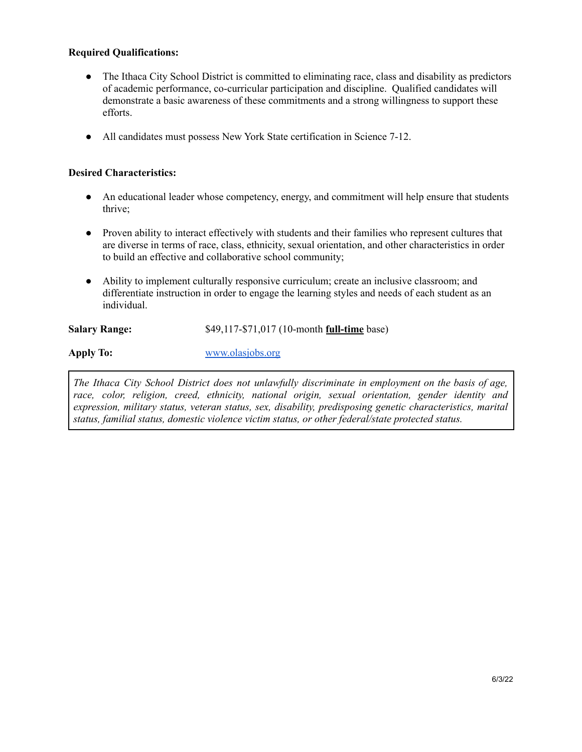**Required Qualifications:**

- The Ithaca City School District is committed to eliminating race, class and disability as predictors of academic performance, co-curricular participation and discipline. Qualified candidates will demonstrate a basic awareness of these commitments and a strong willingness to support these efforts.
- All candidates must possess New York State certification in Science 7-12.

**Desired Characteristics:**

- An educational leader whose competency, energy, and commitment will help ensure that students thrive;
- Proven ability to interact effectively with students and their families who represent cultures that are diverse in terms of race, class, ethnicity, sexual orientation, and other characteristics in order to build an effective and collaborative school community;
- Ability to implement culturally responsive curriculum; create an inclusive classroom; and differentiate instruction in order to engage the learning styles and needs of each student as an individual.

**Salary Range:** $49,117-$71,017 (10-month **full-time** base)

**Apply To:** www.olasjobs.org

*The Ithaca City School District does not unlawfully discriminate in employment on the basis of age, race, color, religion, creed, ethnicity, national origin, sexual orientation, gender identity and expression, military status, veteran status, sex, disability, predisposing genetic characteristics, marital status, familial status, domestic violence victim status, or other federal/state protected status.*

6/3/22